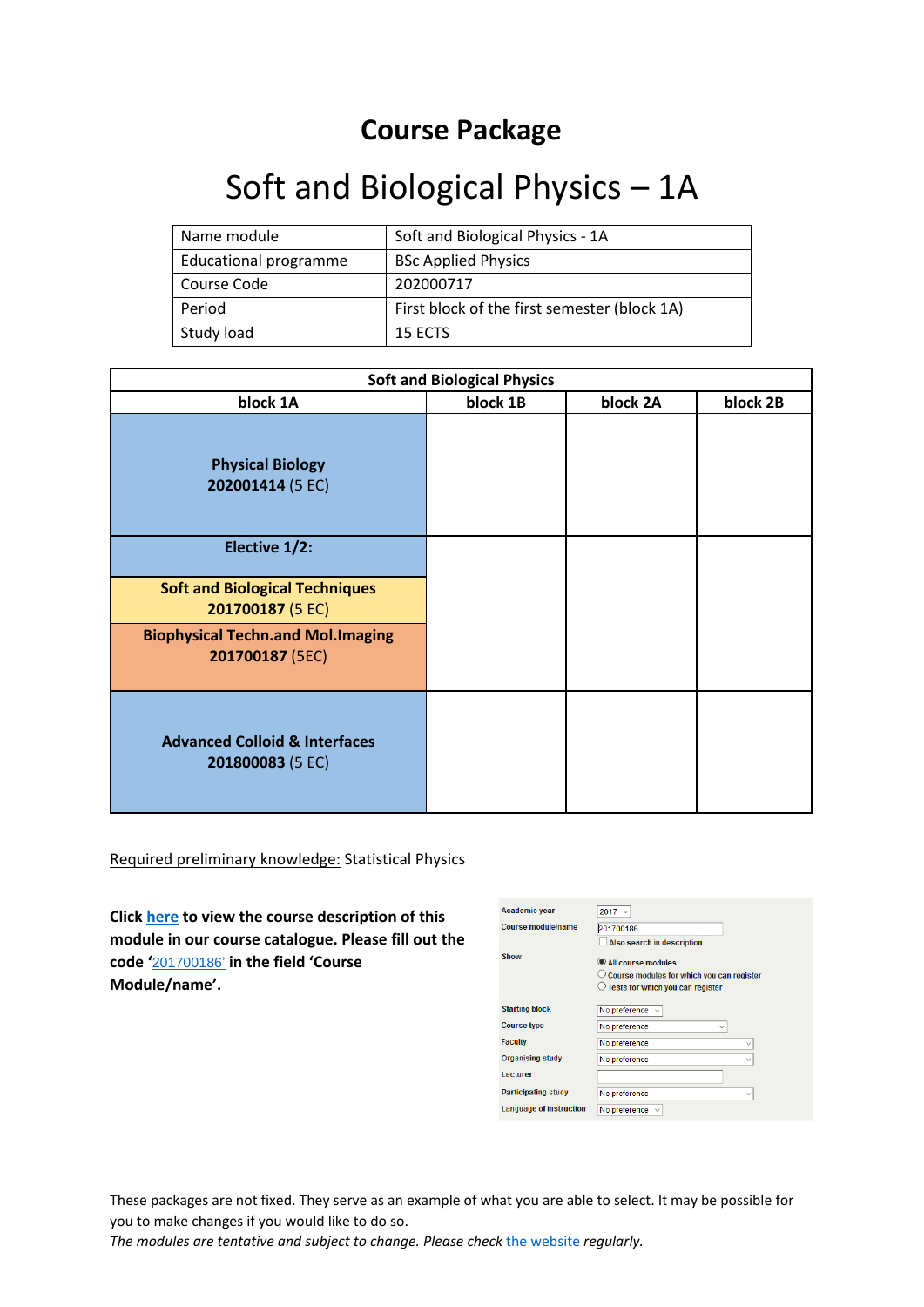# Course Package

# Soft and Biological Physics – 1A

| Name module | Soft and Biological Physics - 1A |
|---|---|
| Educational programme | BSc Applied Physics |
| Course Code | 202000717 |
| Period | First block of the first semester (block 1A) |
| Study load | 15 ECTS |

| Soft and Biological Physics | | | |
|---|---|---|---|
| **block 1A** | **block 1B** | **block 2A** | **block 2B** |
| **Physical Biology** **202001414** (5 EC) | | | |
| **Elective 1/2:** **Soft and Biological Techniques** **201700187** (5 EC) **Biophysical Techn.and Mol.Imaging** **201700187** (5EC) | | | |
| **Advanced Colloid & Interfaces** **201800083** (5 EC) | | | |

Required preliminary knowledge: Statistical Physics

**Click here to view the course description of this module in our course catalogue. Please fill out the code '201700186' in the field 'Course Module/name'.**

| | |
|---|---|
| Academic year | 2017 |
| Course module/name | 201700186 |
| | ☐ Also search in description |
| Show | ◉ All course modules |
| | ○ Course modules for which you can register |
| | ○ Tests for which you can register |
| Starting block | No preference |
| Course type | No preference |
| Faculty | No preference |
| Organising study | No preference |
| Lecturer | |
| Participating study | No preference |
| Language of instruction | No preference |

These packages are not fixed. They serve as an example of what you are able to select. It may be possible for you to make changes if you would like to do so.

*The modules are tentative and subject to change. Please check the website regularly.*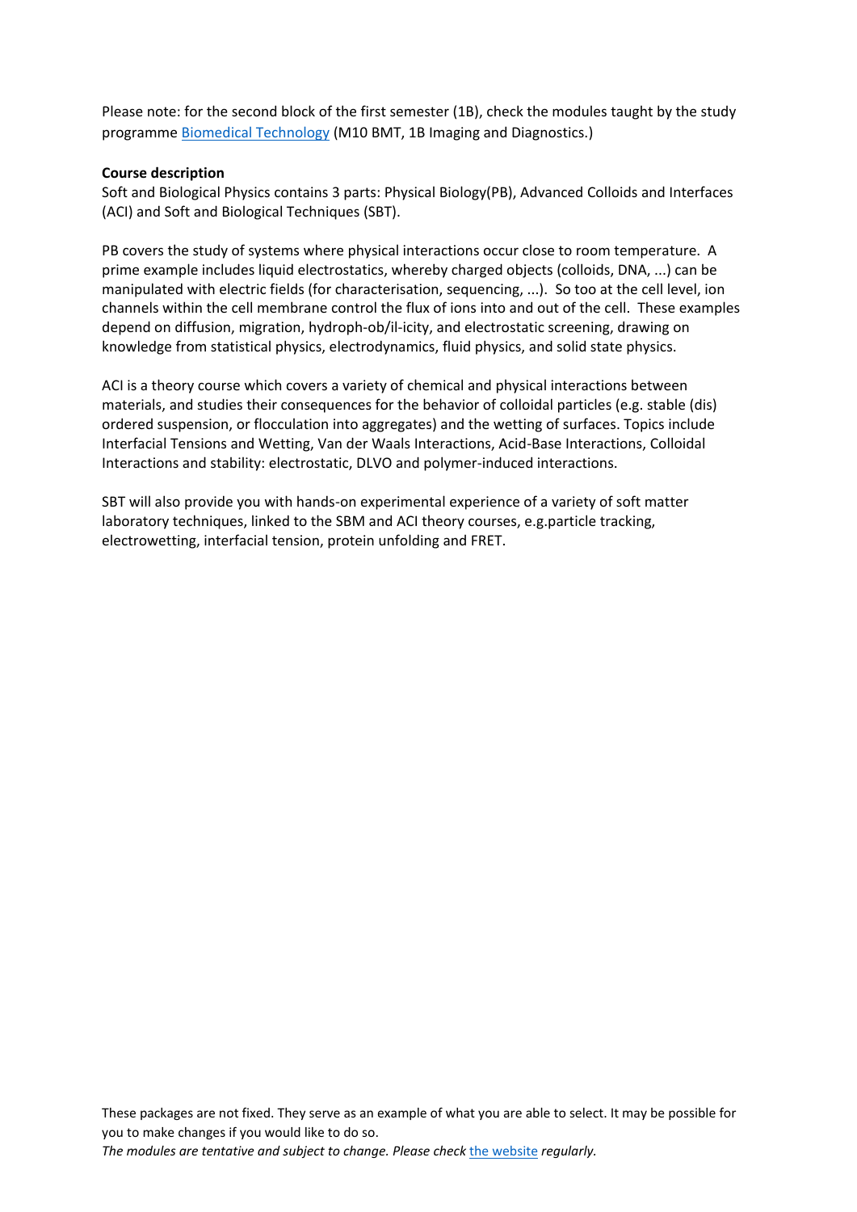Please note: for the second block of the first semester (1B), check the modules taught by the study programme Biomedical Technology (M10 BMT, 1B Imaging and Diagnostics.)

**Course description**

Soft and Biological Physics contains 3 parts: Physical Biology(PB), Advanced Colloids and Interfaces (ACI) and Soft and Biological Techniques (SBT).

PB covers the study of systems where physical interactions occur close to room temperature. A prime example includes liquid electrostatics, whereby charged objects (colloids, DNA, ...) can be manipulated with electric fields (for characterisation, sequencing, ...). So too at the cell level, ion channels within the cell membrane control the flux of ions into and out of the cell. These examples depend on diffusion, migration, hydroph-ob/il-icity, and electrostatic screening, drawing on knowledge from statistical physics, electrodynamics, fluid physics, and solid state physics.

ACI is a theory course which covers a variety of chemical and physical interactions between materials, and studies their consequences for the behavior of colloidal particles (e.g. stable (dis) ordered suspension, or flocculation into aggregates) and the wetting of surfaces. Topics include Interfacial Tensions and Wetting, Van der Waals Interactions, Acid-Base Interactions, Colloidal Interactions and stability: electrostatic, DLVO and polymer-induced interactions.

SBT will also provide you with hands-on experimental experience of a variety of soft matter laboratory techniques, linked to the SBM and ACI theory courses, e.g.particle tracking, electrowetting, interfacial tension, protein unfolding and FRET.

These packages are not fixed. They serve as an example of what you are able to select. It may be possible for you to make changes if you would like to do so.

*The modules are tentative and subject to change. Please check* the website *regularly.*